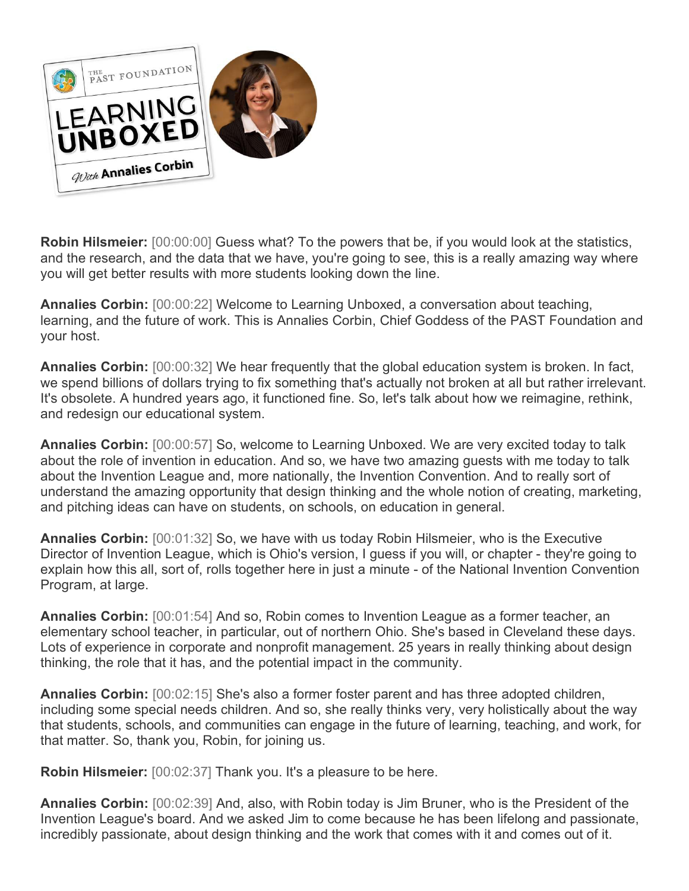**Robin Hilsmeier:** [00:00:00] Guess what? To the powers that be, if you would look at the statistics, and the research, and the data that we have, you're going to see, this is a really amazing way where you will get better results with more students looking down the line.

**Annalies Corbin:** [00:00:22] Welcome to Learning Unboxed, a conversation about teaching, learning, and the future of work. This is Annalies Corbin, Chief Goddess of the PAST Foundation and your host.

**Annalies Corbin:** [00:00:32] We hear frequently that the global education system is broken. In fact, we spend billions of dollars trying to fix something that's actually not broken at all but rather irrelevant. It's obsolete. A hundred years ago, it functioned fine. So, let's talk about how we reimagine, rethink, and redesign our educational system.

**Annalies Corbin:** [00:00:57] So, welcome to Learning Unboxed. We are very excited today to talk about the role of invention in education. And so, we have two amazing guests with me today to talk about the Invention League and, more nationally, the Invention Convention. And to really sort of understand the amazing opportunity that design thinking and the whole notion of creating, marketing, and pitching ideas can have on students, on schools, on education in general.

**Annalies Corbin:** [00:01:32] So, we have with us today Robin Hilsmeier, who is the Executive Director of Invention League, which is Ohio's version, I guess if you will, or chapter - they're going to explain how this all, sort of, rolls together here in just a minute - of the National Invention Convention Program, at large.

**Annalies Corbin:** [00:01:54] And so, Robin comes to Invention League as a former teacher, an elementary school teacher, in particular, out of northern Ohio. She's based in Cleveland these days. Lots of experience in corporate and nonprofit management. 25 years in really thinking about design thinking, the role that it has, and the potential impact in the community.

**Annalies Corbin:** [00:02:15] She's also a former foster parent and has three adopted children, including some special needs children. And so, she really thinks very, very holistically about the way that students, schools, and communities can engage in the future of learning, teaching, and work, for that matter. So, thank you, Robin, for joining us.

**Robin Hilsmeier:** [00:02:37] Thank you. It's a pleasure to be here.

**Annalies Corbin:** [00:02:39] And, also, with Robin today is Jim Bruner, who is the President of the Invention League's board. And we asked Jim to come because he has been lifelong and passionate, incredibly passionate, about design thinking and the work that comes with it and comes out of it.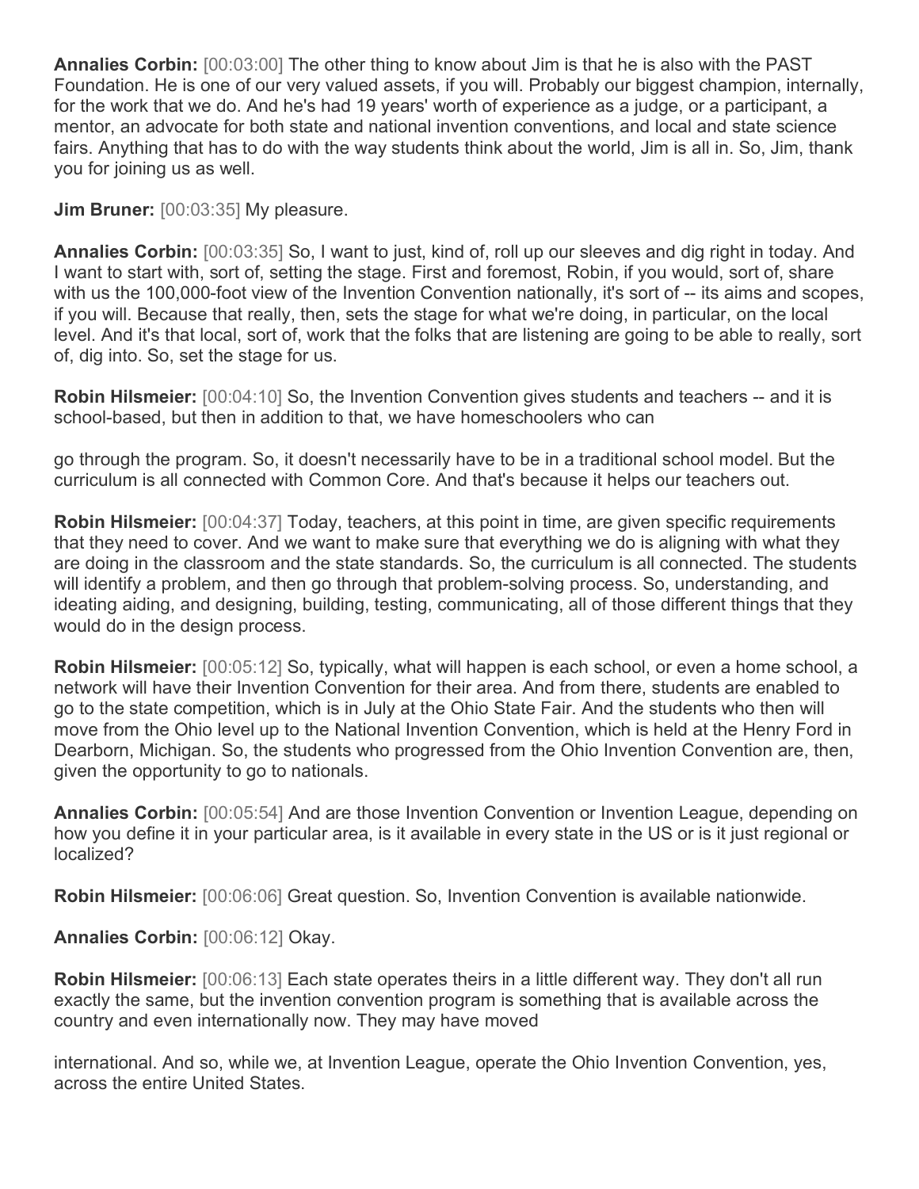**Annalies Corbin:** [00:03:00] The other thing to know about Jim is that he is also with the PAST Foundation. He is one of our very valued assets, if you will. Probably our biggest champion, internally, for the work that we do. And he's had 19 years' worth of experience as a judge, or a participant, a mentor, an advocate for both state and national invention conventions, and local and state science fairs. Anything that has to do with the way students think about the world, Jim is all in. So, Jim, thank you for joining us as well.

**Jim Bruner:** [00:03:35] My pleasure.

**Annalies Corbin:** [00:03:35] So, I want to just, kind of, roll up our sleeves and dig right in today. And I want to start with, sort of, setting the stage. First and foremost, Robin, if you would, sort of, share with us the 100,000-foot view of the Invention Convention nationally, it's sort of -- its aims and scopes, if you will. Because that really, then, sets the stage for what we're doing, in particular, on the local level. And it's that local, sort of, work that the folks that are listening are going to be able to really, sort of, dig into. So, set the stage for us.

**Robin Hilsmeier:** [00:04:10] So, the Invention Convention gives students and teachers -- and it is school-based, but then in addition to that, we have homeschoolers who can go through the program. So, it doesn't necessarily have to be in a traditional school model. But the curriculum is all connected with Common Core. And that's because it helps our teachers out.

**Robin Hilsmeier:** [00:04:37] Today, teachers, at this point in time, are given specific requirements that they need to cover. And we want to make sure that everything we do is aligning with what they are doing in the classroom and the state standards. So, the curriculum is all connected. The students will identify a problem, and then go through that problem-solving process. So, understanding, and ideating aiding, and designing, building, testing, communicating, all of those different things that they would do in the design process.

**Robin Hilsmeier:** [00:05:12] So, typically, what will happen is each school, or even a home school, a network will have their Invention Convention for their area. And from there, students are enabled to go to the state competition, which is in July at the Ohio State Fair. And the students who then will move from the Ohio level up to the National Invention Convention, which is held at the Henry Ford in Dearborn, Michigan. So, the students who progressed from the Ohio Invention Convention are, then, given the opportunity to go to nationals.

**Annalies Corbin:** [00:05:54] And are those Invention Convention or Invention League, depending on how you define it in your particular area, is it available in every state in the US or is it just regional or localized?

**Robin Hilsmeier:** [00:06:06] Great question. So, Invention Convention is available nationwide.

**Annalies Corbin:** [00:06:12] Okay.

**Robin Hilsmeier:** [00:06:13] Each state operates theirs in a little different way. They don't all run exactly the same, but the invention convention program is something that is available across the country and even internationally now. They may have moved international. And so, while we, at Invention League, operate the Ohio Invention Convention, yes, across the entire United States.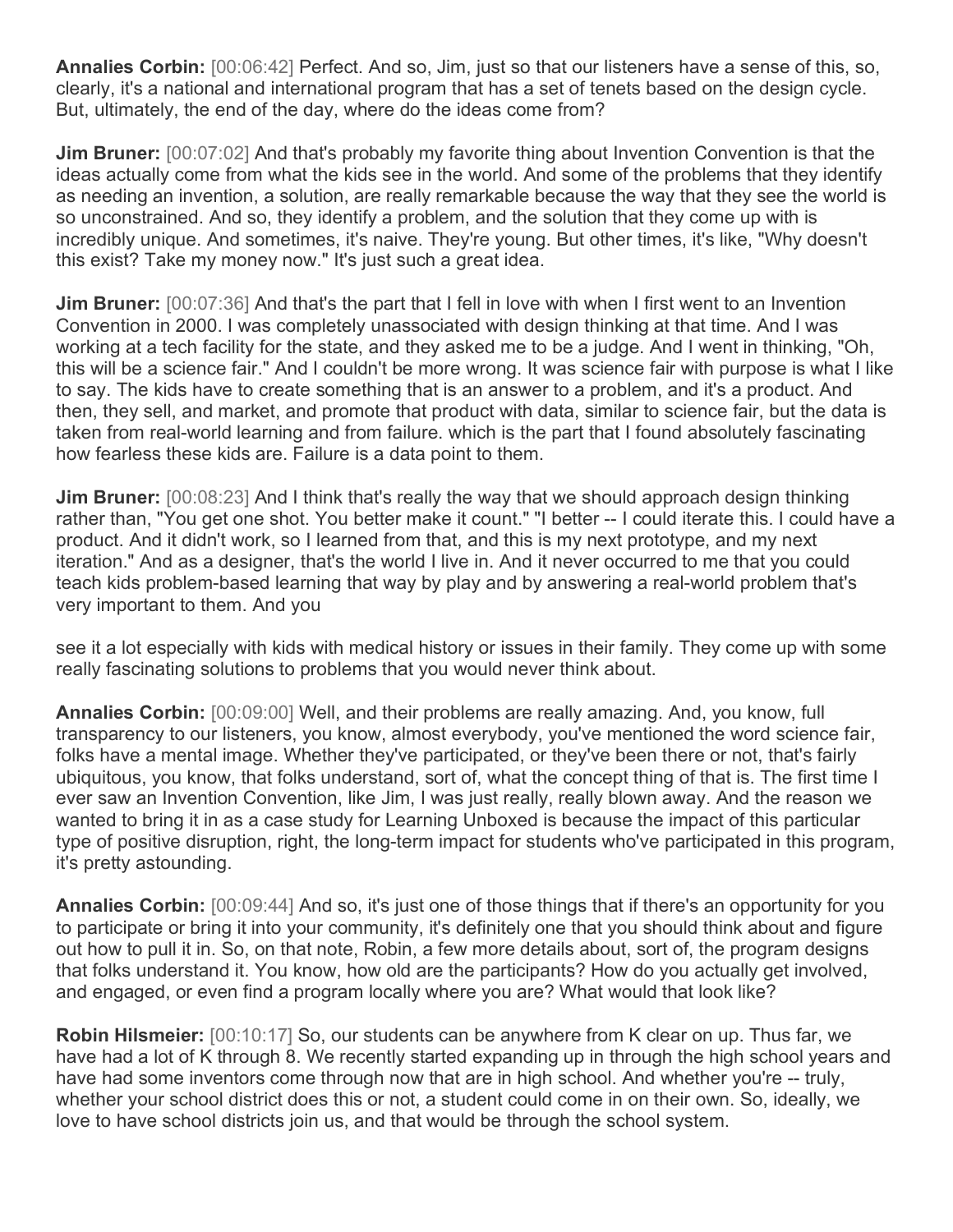**Annalies Corbin:** [00:06:42] Perfect. And so, Jim, just so that our listeners have a sense of this, so, clearly, it's a national and international program that has a set of tenets based on the design cycle. But, ultimately, the end of the day, where do the ideas come from?

**Jim Bruner:** [00:07:02] And that's probably my favorite thing about Invention Convention is that the ideas actually come from what the kids see in the world. And some of the problems that they identify as needing an invention, a solution, are really remarkable because the way that they see the world is so unconstrained. And so, they identify a problem, and the solution that they come up with is incredibly unique. And sometimes, it's naive. They're young. But other times, it's like, "Why doesn't this exist? Take my money now." It's just such a great idea.

**Jim Bruner:** [00:07:36] And that's the part that I fell in love with when I first went to an Invention Convention in 2000. I was completely unassociated with design thinking at that time. And I was working at a tech facility for the state, and they asked me to be a judge. And I went in thinking, "Oh, this will be a science fair." And I couldn't be more wrong. It was science fair with purpose is what I like to say. The kids have to create something that is an answer to a problem, and it's a product. And then, they sell, and market, and promote that product with data, similar to science fair, but the data is taken from real-world learning and from failure. which is the part that I found absolutely fascinating how fearless these kids are. Failure is a data point to them.

**Jim Bruner:** [00:08:23] And I think that's really the way that we should approach design thinking rather than, "You get one shot. You better make it count." "I better -- I could iterate this. I could have a product. And it didn't work, so I learned from that, and this is my next prototype, and my next iteration." And as a designer, that's the world I live in. And it never occurred to me that you could teach kids problem-based learning that way by play and by answering a real-world problem that's very important to them. And you see it a lot especially with kids with medical history or issues in their family. They come up with some really fascinating solutions to problems that you would never think about.

**Annalies Corbin:** [00:09:00] Well, and their problems are really amazing. And, you know, full transparency to our listeners, you know, almost everybody, you've mentioned the word science fair, folks have a mental image. Whether they've participated, or they've been there or not, that's fairly ubiquitous, you know, that folks understand, sort of, what the concept thing of that is. The first time I ever saw an Invention Convention, like Jim, I was just really, really blown away. And the reason we wanted to bring it in as a case study for Learning Unboxed is because the impact of this particular type of positive disruption, right, the long-term impact for students who've participated in this program, it's pretty astounding.

**Annalies Corbin:** [00:09:44] And so, it's just one of those things that if there's an opportunity for you to participate or bring it into your community, it's definitely one that you should think about and figure out how to pull it in. So, on that note, Robin, a few more details about, sort of, the program designs that folks understand it. You know, how old are the participants? How do you actually get involved, and engaged, or even find a program locally where you are? What would that look like?

**Robin Hilsmeier:** [00:10:17] So, our students can be anywhere from K clear on up. Thus far, we have had a lot of K through 8. We recently started expanding up in through the high school years and have had some inventors come through now that are in high school. And whether you're -- truly, whether your school district does this or not, a student could come in on their own. So, ideally, we love to have school districts join us, and that would be through the school system.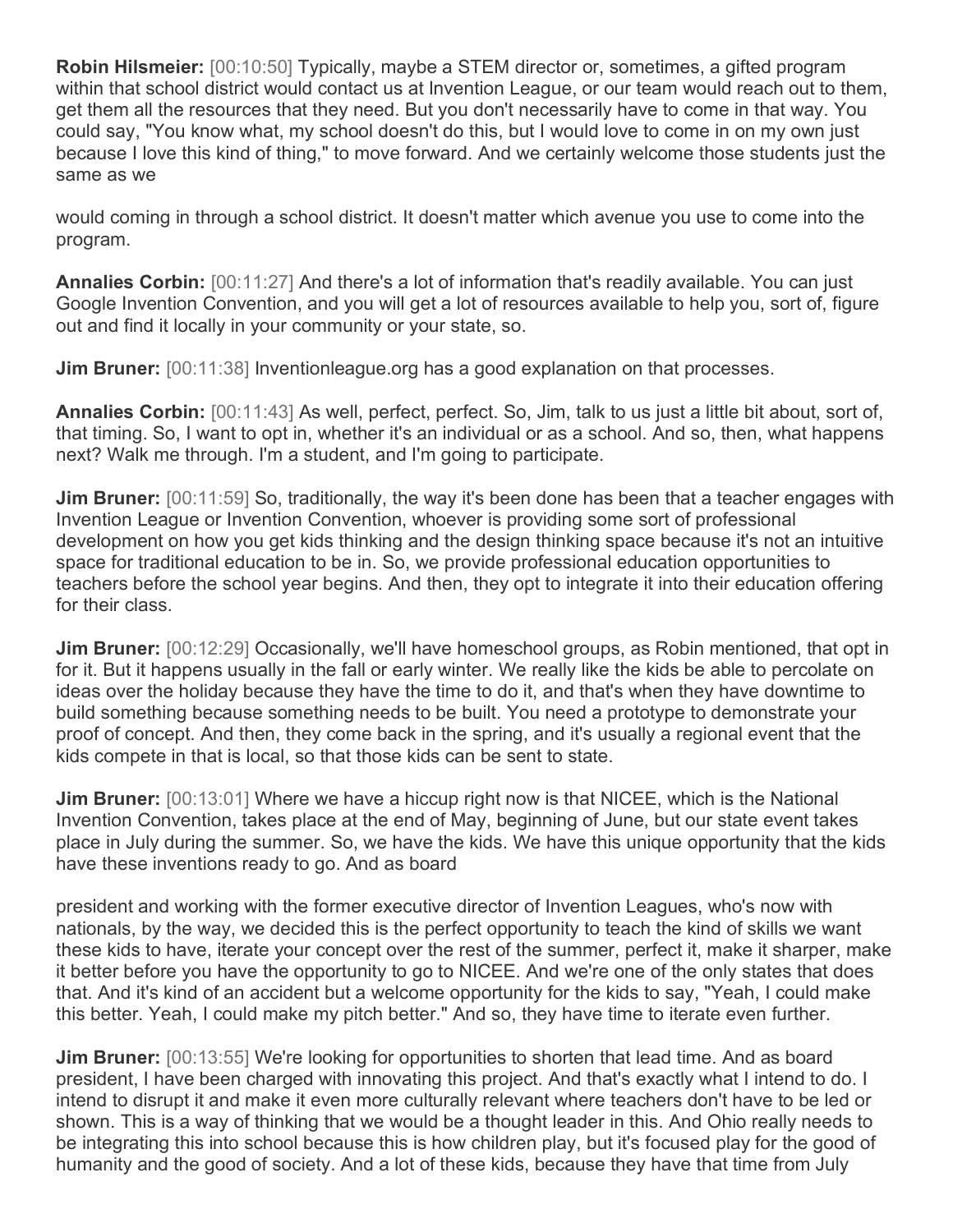**Robin Hilsmeier:** [00:10:50] Typically, maybe a STEM director or, sometimes, a gifted program within that school district would contact us at Invention League, or our team would reach out to them, get them all the resources that they need. But you don't necessarily have to come in that way. You could say, "You know what, my school doesn't do this, but I would love to come in on my own just because I love this kind of thing," to move forward. And we certainly welcome those students just the same as we would coming in through a school district. It doesn't matter which avenue you use to come into the program.

**Annalies Corbin:** [00:11:27] And there's a lot of information that's readily available. You can just Google Invention Convention, and you will get a lot of resources available to help you, sort of, figure out and find it locally in your community or your state, so.

**Jim Bruner:** [00:11:38] Inventionleague.org has a good explanation on that processes.

**Annalies Corbin:** [00:11:43] As well, perfect, perfect. So, Jim, talk to us just a little bit about, sort of, that timing. So, I want to opt in, whether it's an individual or as a school. And so, then, what happens next? Walk me through. I'm a student, and I'm going to participate.

**Jim Bruner:** [00:11:59] So, traditionally, the way it's been done has been that a teacher engages with Invention League or Invention Convention, whoever is providing some sort of professional development on how you get kids thinking and the design thinking space because it's not an intuitive space for traditional education to be in. So, we provide professional education opportunities to teachers before the school year begins. And then, they opt to integrate it into their education offering for their class.

**Jim Bruner:** [00:12:29] Occasionally, we'll have homeschool groups, as Robin mentioned, that opt in for it. But it happens usually in the fall or early winter. We really like the kids be able to percolate on ideas over the holiday because they have the time to do it, and that's when they have downtime to build something because something needs to be built. You need a prototype to demonstrate your proof of concept. And then, they come back in the spring, and it's usually a regional event that the kids compete in that is local, so that those kids can be sent to state.

**Jim Bruner:** [00:13:01] Where we have a hiccup right now is that NICEE, which is the National Invention Convention, takes place at the end of May, beginning of June, but our state event takes place in July during the summer. So, we have the kids. We have this unique opportunity that the kids have these inventions ready to go. And as board president and working with the former executive director of Invention Leagues, who's now with nationals, by the way, we decided this is the perfect opportunity to teach the kind of skills we want these kids to have, iterate your concept over the rest of the summer, perfect it, make it sharper, make it better before you have the opportunity to go to NICEE. And we're one of the only states that does that. And it's kind of an accident but a welcome opportunity for the kids to say, "Yeah, I could make this better. Yeah, I could make my pitch better." And so, they have time to iterate even further.

**Jim Bruner:** [00:13:55] We're looking for opportunities to shorten that lead time. And as board president, I have been charged with innovating this project. And that's exactly what I intend to do. I intend to disrupt it and make it even more culturally relevant where teachers don't have to be led or shown. This is a way of thinking that we would be a thought leader in this. And Ohio really needs to be integrating this into school because this is how children play, but it's focused play for the good of humanity and the good of society. And a lot of these kids, because they have that time from July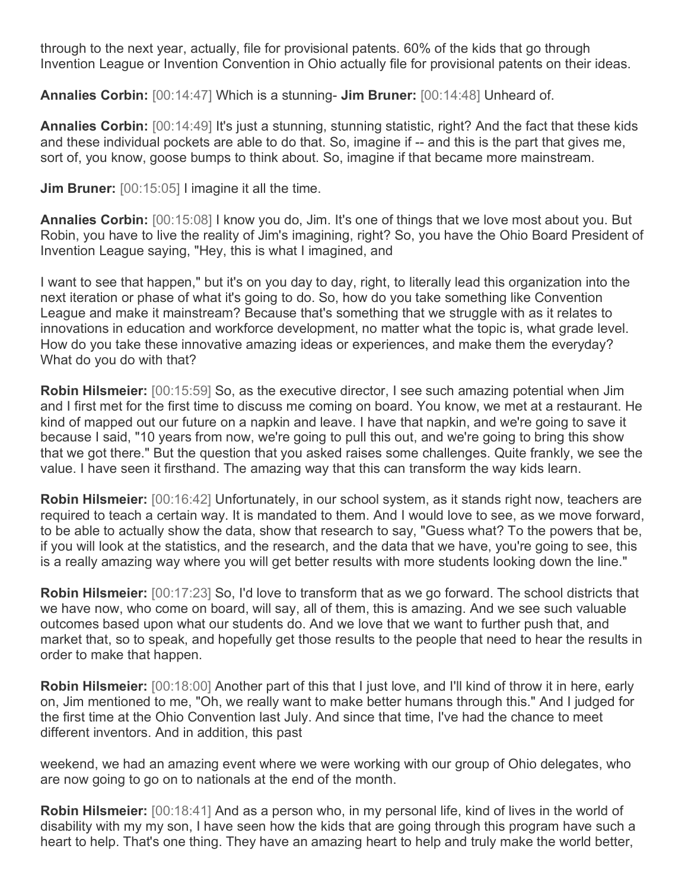through to the next year, actually, file for provisional patents. 60% of the kids that go through Invention League or Invention Convention in Ohio actually file for provisional patents on their ideas.

**Annalies Corbin:** [00:14:47] Which is a stunning- **Jim Bruner:** [00:14:48] Unheard of.

**Annalies Corbin:** [00:14:49] It's just a stunning, stunning statistic, right? And the fact that these kids and these individual pockets are able to do that. So, imagine if -- and this is the part that gives me, sort of, you know, goose bumps to think about. So, imagine if that became more mainstream.

**Jim Bruner:** [00:15:05] I imagine it all the time.

**Annalies Corbin:** [00:15:08] I know you do, Jim. It's one of things that we love most about you. But Robin, you have to live the reality of Jim's imagining, right? So, you have the Ohio Board President of Invention League saying, "Hey, this is what I imagined, and I want to see that happen," but it's on you day to day, right, to literally lead this organization into the next iteration or phase of what it's going to do. So, how do you take something like Convention League and make it mainstream? Because that's something that we struggle with as it relates to innovations in education and workforce development, no matter what the topic is, what grade level. How do you take these innovative amazing ideas or experiences, and make them the everyday? What do you do with that?

**Robin Hilsmeier:** [00:15:59] So, as the executive director, I see such amazing potential when Jim and I first met for the first time to discuss me coming on board. You know, we met at a restaurant. He kind of mapped out our future on a napkin and leave. I have that napkin, and we're going to save it because I said, "10 years from now, we're going to pull this out, and we're going to bring this show that we got there." But the question that you asked raises some challenges. Quite frankly, we see the value. I have seen it firsthand. The amazing way that this can transform the way kids learn.

**Robin Hilsmeier:** [00:16:42] Unfortunately, in our school system, as it stands right now, teachers are required to teach a certain way. It is mandated to them. And I would love to see, as we move forward, to be able to actually show the data, show that research to say, "Guess what? To the powers that be, if you will look at the statistics, and the research, and the data that we have, you're going to see, this is a really amazing way where you will get better results with more students looking down the line."

**Robin Hilsmeier:** [00:17:23] So, I'd love to transform that as we go forward. The school districts that we have now, who come on board, will say, all of them, this is amazing. And we see such valuable outcomes based upon what our students do. And we love that we want to further push that, and market that, so to speak, and hopefully get those results to the people that need to hear the results in order to make that happen.

**Robin Hilsmeier:** [00:18:00] Another part of this that I just love, and I'll kind of throw it in here, early on, Jim mentioned to me, "Oh, we really want to make better humans through this." And I judged for the first time at the Ohio Convention last July. And since that time, I've had the chance to meet different inventors. And in addition, this past weekend, we had an amazing event where we were working with our group of Ohio delegates, who are now going to go on to nationals at the end of the month.

**Robin Hilsmeier:** [00:18:41] And as a person who, in my personal life, kind of lives in the world of disability with my my son, I have seen how the kids that are going through this program have such a heart to help. That's one thing. They have an amazing heart to help and truly make the world better,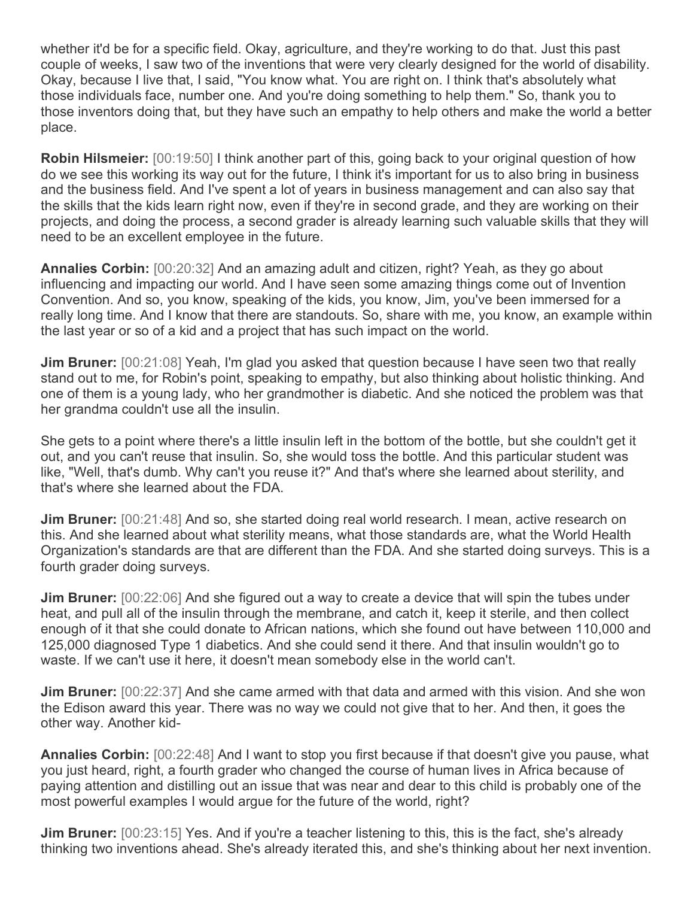whether it'd be for a specific field. Okay, agriculture, and they're working to do that. Just this past couple of weeks, I saw two of the inventions that were very clearly designed for the world of disability. Okay, because I live that, I said, "You know what. You are right on. I think that's absolutely what those individuals face, number one. And you're doing something to help them." So, thank you to those inventors doing that, but they have such an empathy to help others and make the world a better place.

**Robin Hilsmeier:** [00:19:50] I think another part of this, going back to your original question of how do we see this working its way out for the future, I think it's important for us to also bring in business and the business field. And I've spent a lot of years in business management and can also say that the skills that the kids learn right now, even if they're in second grade, and they are working on their projects, and doing the process, a second grader is already learning such valuable skills that they will need to be an excellent employee in the future.

**Annalies Corbin:** [00:20:32] And an amazing adult and citizen, right? Yeah, as they go about influencing and impacting our world. And I have seen some amazing things come out of Invention Convention. And so, you know, speaking of the kids, you know, Jim, you've been immersed for a really long time. And I know that there are standouts. So, share with me, you know, an example within the last year or so of a kid and a project that has such impact on the world.

**Jim Bruner:** [00:21:08] Yeah, I'm glad you asked that question because I have seen two that really stand out to me, for Robin's point, speaking to empathy, but also thinking about holistic thinking. And one of them is a young lady, who her grandmother is diabetic. And she noticed the problem was that her grandma couldn't use all the insulin.

She gets to a point where there's a little insulin left in the bottom of the bottle, but she couldn't get it out, and you can't reuse that insulin. So, she would toss the bottle. And this particular student was like, "Well, that's dumb. Why can't you reuse it?" And that's where she learned about sterility, and that's where she learned about the FDA.

**Jim Bruner:** [00:21:48] And so, she started doing real world research. I mean, active research on this. And she learned about what sterility means, what those standards are, what the World Health Organization's standards are that are different than the FDA. And she started doing surveys. This is a fourth grader doing surveys.

**Jim Bruner:** [00:22:06] And she figured out a way to create a device that will spin the tubes under heat, and pull all of the insulin through the membrane, and catch it, keep it sterile, and then collect enough of it that she could donate to African nations, which she found out have between 110,000 and 125,000 diagnosed Type 1 diabetics. And she could send it there. And that insulin wouldn't go to waste. If we can't use it here, it doesn't mean somebody else in the world can't.

**Jim Bruner:** [00:22:37] And she came armed with that data and armed with this vision. And she won the Edison award this year. There was no way we could not give that to her. And then, it goes the other way. Another kid-

**Annalies Corbin:** [00:22:48] And I want to stop you first because if that doesn't give you pause, what you just heard, right, a fourth grader who changed the course of human lives in Africa because of paying attention and distilling out an issue that was near and dear to this child is probably one of the most powerful examples I would argue for the future of the world, right?

**Jim Bruner:** [00:23:15] Yes. And if you're a teacher listening to this, this is the fact, she's already thinking two inventions ahead. She's already iterated this, and she's thinking about her next invention.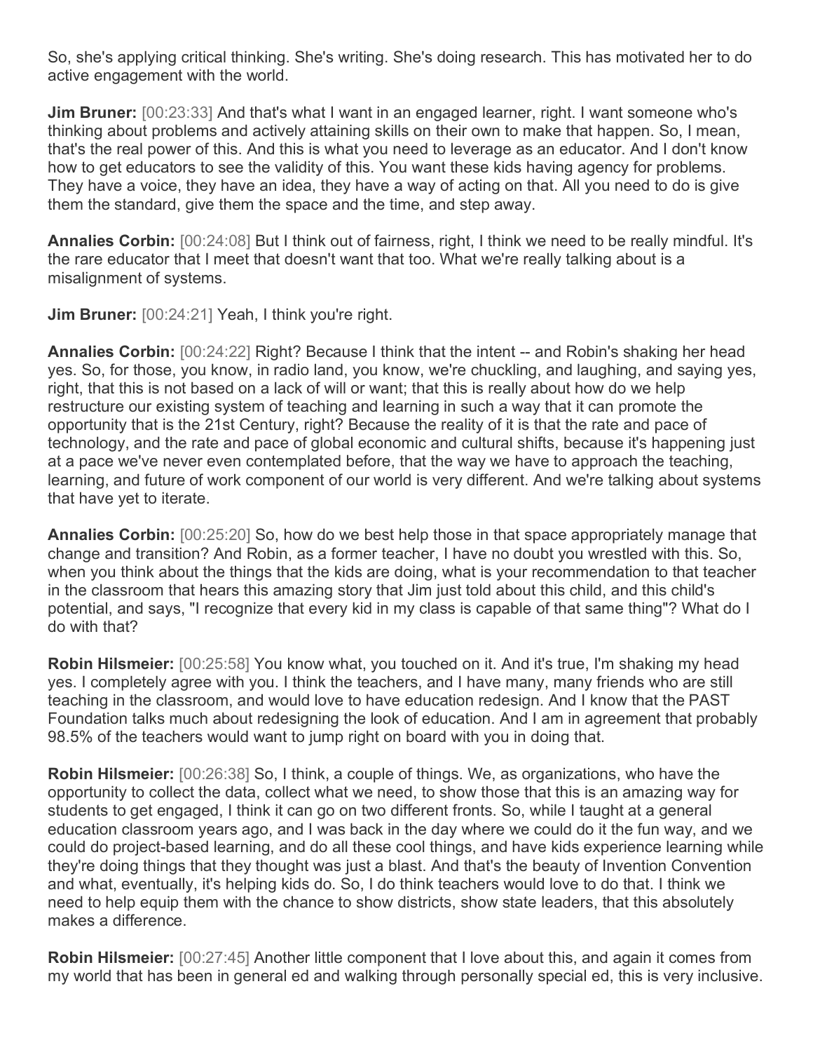So, she's applying critical thinking. She's writing. She's doing research. This has motivated her to do active engagement with the world.

**Jim Bruner:** [00:23:33] And that's what I want in an engaged learner, right. I want someone who's thinking about problems and actively attaining skills on their own to make that happen. So, I mean, that's the real power of this. And this is what you need to leverage as an educator. And I don't know how to get educators to see the validity of this. You want these kids having agency for problems. They have a voice, they have an idea, they have a way of acting on that. All you need to do is give them the standard, give them the space and the time, and step away.

**Annalies Corbin:** [00:24:08] But I think out of fairness, right, I think we need to be really mindful. It's the rare educator that I meet that doesn't want that too. What we're really talking about is a misalignment of systems.

**Jim Bruner:** [00:24:21] Yeah, I think you're right.

**Annalies Corbin:** [00:24:22] Right? Because I think that the intent -- and Robin's shaking her head yes. So, for those, you know, in radio land, you know, we're chuckling, and laughing, and saying yes, right, that this is not based on a lack of will or want; that this is really about how do we help restructure our existing system of teaching and learning in such a way that it can promote the opportunity that is the 21st Century, right? Because the reality of it is that the rate and pace of technology, and the rate and pace of global economic and cultural shifts, because it's happening just at a pace we've never even contemplated before, that the way we have to approach the teaching, learning, and future of work component of our world is very different. And we're talking about systems that have yet to iterate.

**Annalies Corbin:** [00:25:20] So, how do we best help those in that space appropriately manage that change and transition? And Robin, as a former teacher, I have no doubt you wrestled with this. So, when you think about the things that the kids are doing, what is your recommendation to that teacher in the classroom that hears this amazing story that Jim just told about this child, and this child's potential, and says, "I recognize that every kid in my class is capable of that same thing"? What do I do with that?

**Robin Hilsmeier:** [00:25:58] You know what, you touched on it. And it's true, I'm shaking my head yes. I completely agree with you. I think the teachers, and I have many, many friends who are still teaching in the classroom, and would love to have education redesign. And I know that the PAST Foundation talks much about redesigning the look of education. And I am in agreement that probably 98.5% of the teachers would want to jump right on board with you in doing that.

**Robin Hilsmeier:** [00:26:38] So, I think, a couple of things. We, as organizations, who have the opportunity to collect the data, collect what we need, to show those that this is an amazing way for students to get engaged, I think it can go on two different fronts. So, while I taught at a general education classroom years ago, and I was back in the day where we could do it the fun way, and we could do project-based learning, and do all these cool things, and have kids experience learning while they're doing things that they thought was just a blast. And that's the beauty of Invention Convention and what, eventually, it's helping kids do. So, I do think teachers would love to do that. I think we need to help equip them with the chance to show districts, show state leaders, that this absolutely makes a difference.

**Robin Hilsmeier:** [00:27:45] Another little component that I love about this, and again it comes from my world that has been in general ed and walking through personally special ed, this is very inclusive.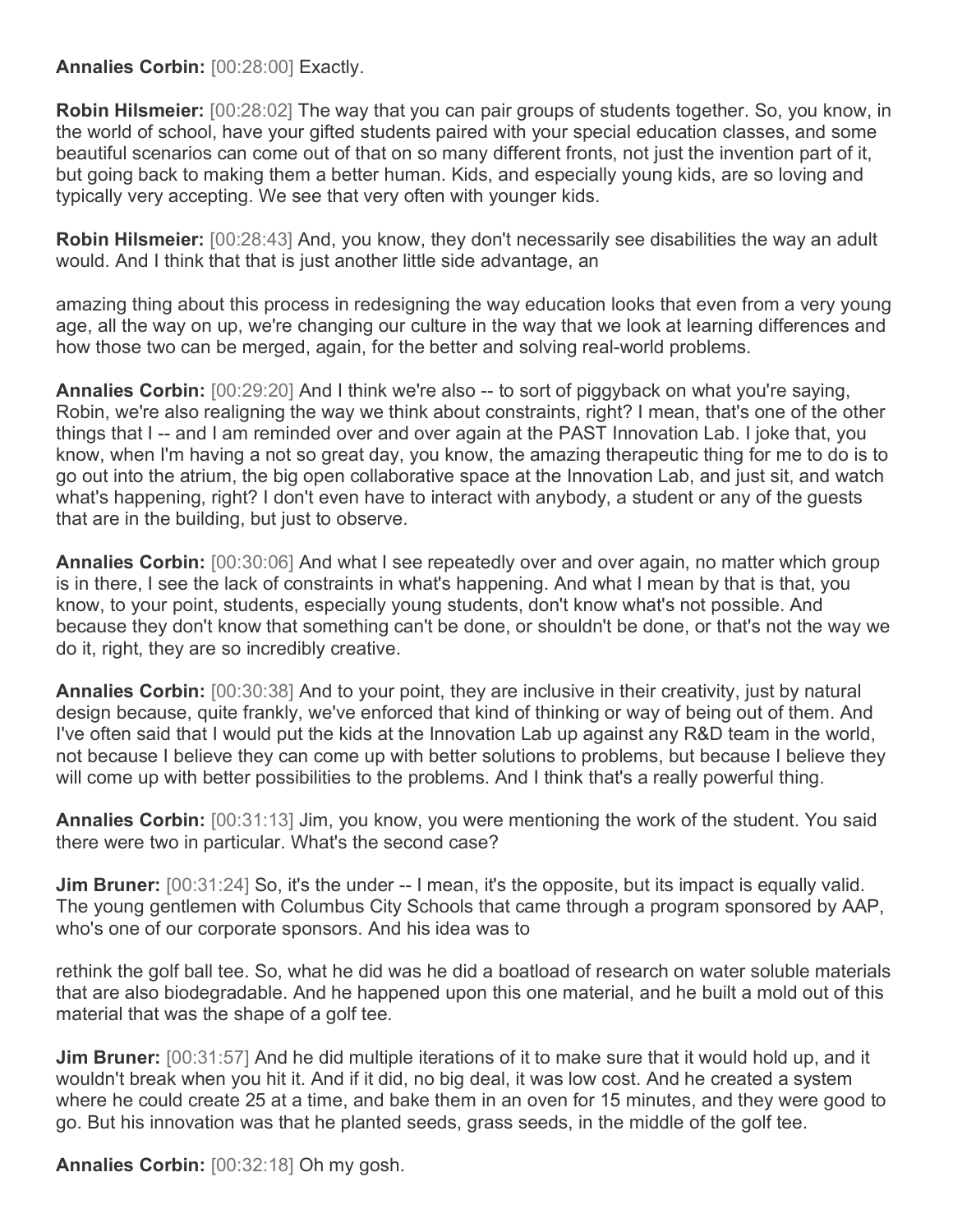**Annalies Corbin:** [00:28:00] Exactly.

**Robin Hilsmeier:** [00:28:02] The way that you can pair groups of students together. So, you know, in the world of school, have your gifted students paired with your special education classes, and some beautiful scenarios can come out of that on so many different fronts, not just the invention part of it, but going back to making them a better human. Kids, and especially young kids, are so loving and typically very accepting. We see that very often with younger kids.

**Robin Hilsmeier:** [00:28:43] And, you know, they don't necessarily see disabilities the way an adult would. And I think that that is just another little side advantage, an amazing thing about this process in redesigning the way education looks that even from a very young age, all the way on up, we're changing our culture in the way that we look at learning differences and how those two can be merged, again, for the better and solving real-world problems.

**Annalies Corbin:** [00:29:20] And I think we're also -- to sort of piggyback on what you're saying, Robin, we're also realigning the way we think about constraints, right? I mean, that's one of the other things that I -- and I am reminded over and over again at the PAST Innovation Lab. I joke that, you know, when I'm having a not so great day, you know, the amazing therapeutic thing for me to do is to go out into the atrium, the big open collaborative space at the Innovation Lab, and just sit, and watch what's happening, right? I don't even have to interact with anybody, a student or any of the guests that are in the building, but just to observe.

**Annalies Corbin:** [00:30:06] And what I see repeatedly over and over again, no matter which group is in there, I see the lack of constraints in what's happening. And what I mean by that is that, you know, to your point, students, especially young students, don't know what's not possible. And because they don't know that something can't be done, or shouldn't be done, or that's not the way we do it, right, they are so incredibly creative.

**Annalies Corbin:** [00:30:38] And to your point, they are inclusive in their creativity, just by natural design because, quite frankly, we've enforced that kind of thinking or way of being out of them. And I've often said that I would put the kids at the Innovation Lab up against any R&D team in the world, not because I believe they can come up with better solutions to problems, but because I believe they will come up with better possibilities to the problems. And I think that's a really powerful thing.

**Annalies Corbin:** [00:31:13] Jim, you know, you were mentioning the work of the student. You said there were two in particular. What's the second case?

**Jim Bruner:** [00:31:24] So, it's the under -- I mean, it's the opposite, but its impact is equally valid. The young gentlemen with Columbus City Schools that came through a program sponsored by AAP, who's one of our corporate sponsors. And his idea was to rethink the golf ball tee. So, what he did was he did a boatload of research on water soluble materials that are also biodegradable. And he happened upon this one material, and he built a mold out of this material that was the shape of a golf tee.

**Jim Bruner:** [00:31:57] And he did multiple iterations of it to make sure that it would hold up, and it wouldn't break when you hit it. And if it did, no big deal, it was low cost. And he created a system where he could create 25 at a time, and bake them in an oven for 15 minutes, and they were good to go. But his innovation was that he planted seeds, grass seeds, in the middle of the golf tee.

**Annalies Corbin:** [00:32:18] Oh my gosh.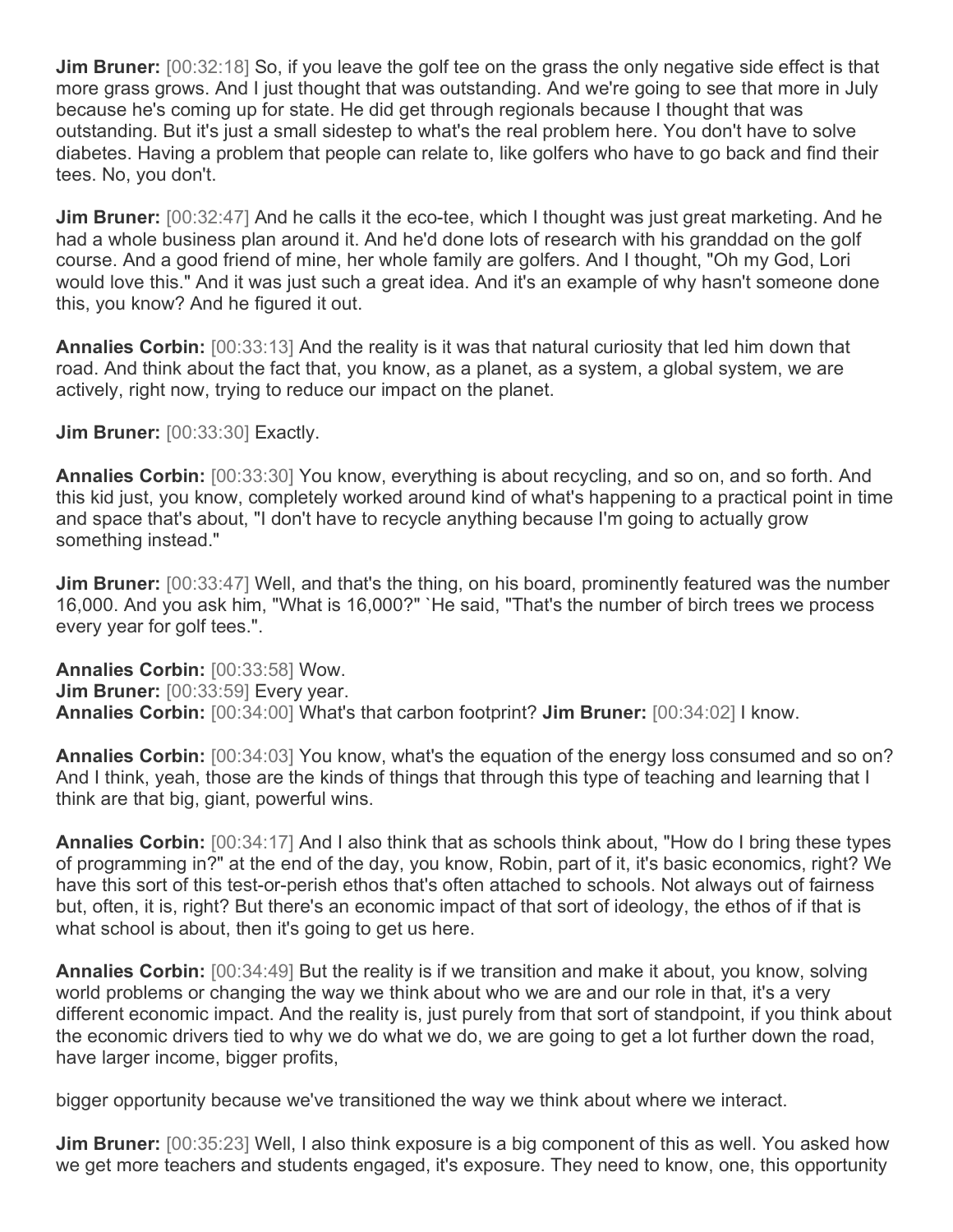**Jim Bruner:** [00:32:18] So, if you leave the golf tee on the grass the only negative side effect is that more grass grows. And I just thought that was outstanding. And we're going to see that more in July because he's coming up for state. He did get through regionals because I thought that was outstanding. But it's just a small sidestep to what's the real problem here. You don't have to solve diabetes. Having a problem that people can relate to, like golfers who have to go back and find their tees. No, you don't.

**Jim Bruner:** [00:32:47] And he calls it the eco-tee, which I thought was just great marketing. And he had a whole business plan around it. And he'd done lots of research with his granddad on the golf course. And a good friend of mine, her whole family are golfers. And I thought, "Oh my God, Lori would love this." And it was just such a great idea. And it's an example of why hasn't someone done this, you know? And he figured it out.

**Annalies Corbin:** [00:33:13] And the reality is it was that natural curiosity that led him down that road. And think about the fact that, you know, as a planet, as a system, a global system, we are actively, right now, trying to reduce our impact on the planet.

**Jim Bruner:** [00:33:30] Exactly.

**Annalies Corbin:** [00:33:30] You know, everything is about recycling, and so on, and so forth. And this kid just, you know, completely worked around kind of what's happening to a practical point in time and space that's about, "I don't have to recycle anything because I'm going to actually grow something instead."

**Jim Bruner:** [00:33:47] Well, and that's the thing, on his board, prominently featured was the number 16,000. And you ask him, "What is 16,000?" `He said, "That's the number of birch trees we process every year for golf tees.".

**Annalies Corbin:** [00:33:58] Wow.
**Jim Bruner:** [00:33:59] Every year.
**Annalies Corbin:** [00:34:00] What's that carbon footprint? **Jim Bruner:** [00:34:02] I know.

**Annalies Corbin:** [00:34:03] You know, what's the equation of the energy loss consumed and so on? And I think, yeah, those are the kinds of things that through this type of teaching and learning that I think are that big, giant, powerful wins.

**Annalies Corbin:** [00:34:17] And I also think that as schools think about, "How do I bring these types of programming in?" at the end of the day, you know, Robin, part of it, it's basic economics, right? We have this sort of this test-or-perish ethos that's often attached to schools. Not always out of fairness but, often, it is, right? But there's an economic impact of that sort of ideology, the ethos of if that is what school is about, then it's going to get us here.

**Annalies Corbin:** [00:34:49] But the reality is if we transition and make it about, you know, solving world problems or changing the way we think about who we are and our role in that, it's a very different economic impact. And the reality is, just purely from that sort of standpoint, if you think about the economic drivers tied to why we do what we do, we are going to get a lot further down the road, have larger income, bigger profits,

bigger opportunity because we've transitioned the way we think about where we interact.

**Jim Bruner:** [00:35:23] Well, I also think exposure is a big component of this as well. You asked how we get more teachers and students engaged, it's exposure. They need to know, one, this opportunity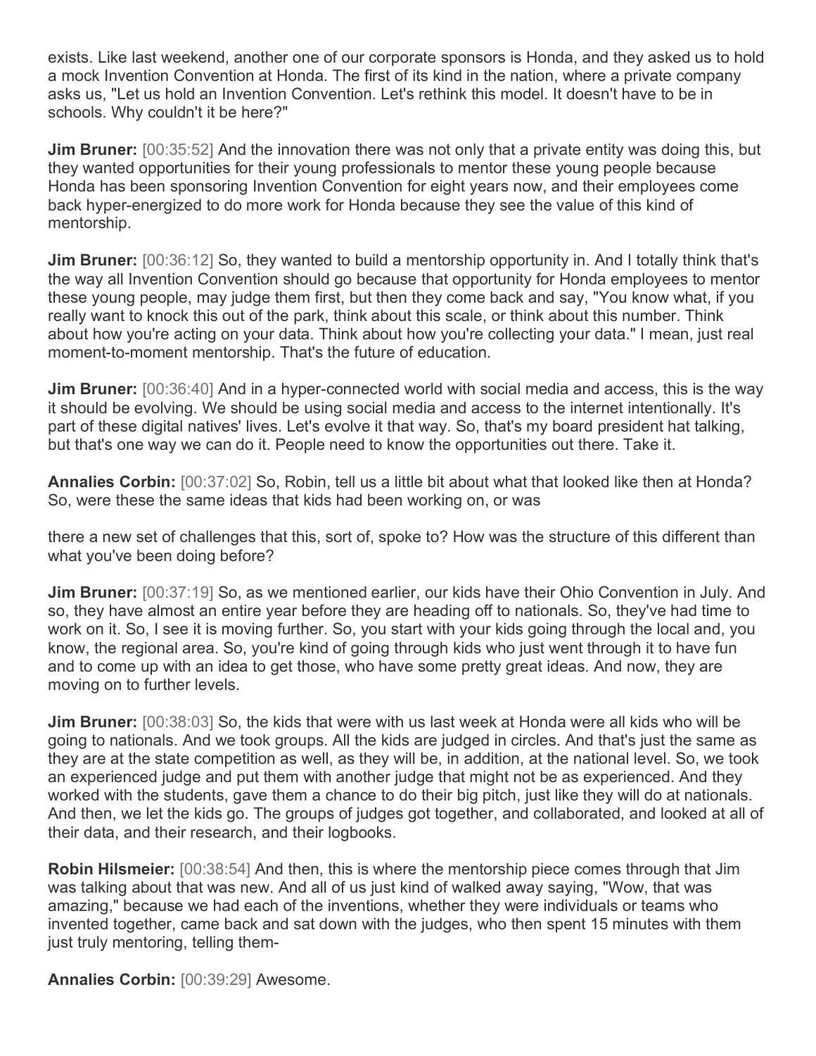exists. Like last weekend, another one of our corporate sponsors is Honda, and they asked us to hold a mock Invention Convention at Honda. The first of its kind in the nation, where a private company asks us, "Let us hold an Invention Convention. Let's rethink this model. It doesn't have to be in schools. Why couldn't it be here?"

**Jim Bruner:** [00:35:52] And the innovation there was not only that a private entity was doing this, but they wanted opportunities for their young professionals to mentor these young people because Honda has been sponsoring Invention Convention for eight years now, and their employees come back hyper-energized to do more work for Honda because they see the value of this kind of mentorship.

**Jim Bruner:** [00:36:12] So, they wanted to build a mentorship opportunity in. And I totally think that's the way all Invention Convention should go because that opportunity for Honda employees to mentor these young people, may judge them first, but then they come back and say, "You know what, if you really want to knock this out of the park, think about this scale, or think about this number. Think about how you're acting on your data. Think about how you're collecting your data." I mean, just real moment-to-moment mentorship. That's the future of education.

**Jim Bruner:** [00:36:40] And in a hyper-connected world with social media and access, this is the way it should be evolving. We should be using social media and access to the internet intentionally. It's part of these digital natives' lives. Let's evolve it that way. So, that's my board president hat talking, but that's one way we can do it. People need to know the opportunities out there. Take it.

**Annalies Corbin:** [00:37:02] So, Robin, tell us a little bit about what that looked like then at Honda? So, were these the same ideas that kids had been working on, or was there a new set of challenges that this, sort of, spoke to? How was the structure of this different than what you've been doing before?

**Jim Bruner:** [00:37:19] So, as we mentioned earlier, our kids have their Ohio Convention in July. And so, they have almost an entire year before they are heading off to nationals. So, they've had time to work on it. So, I see it is moving further. So, you start with your kids going through the local and, you know, the regional area. So, you're kind of going through kids who just went through it to have fun and to come up with an idea to get those, who have some pretty great ideas. And now, they are moving on to further levels.

**Jim Bruner:** [00:38:03] So, the kids that were with us last week at Honda were all kids who will be going to nationals. And we took groups. All the kids are judged in circles. And that's just the same as they are at the state competition as well, as they will be, in addition, at the national level. So, we took an experienced judge and put them with another judge that might not be as experienced. And they worked with the students, gave them a chance to do their big pitch, just like they will do at nationals. And then, we let the kids go. The groups of judges got together, and collaborated, and looked at all of their data, and their research, and their logbooks.

**Robin Hilsmeier:** [00:38:54] And then, this is where the mentorship piece comes through that Jim was talking about that was new. And all of us just kind of walked away saying, "Wow, that was amazing," because we had each of the inventions, whether they were individuals or teams who invented together, came back and sat down with the judges, who then spent 15 minutes with them just truly mentoring, telling them-

**Annalies Corbin:** [00:39:29] Awesome.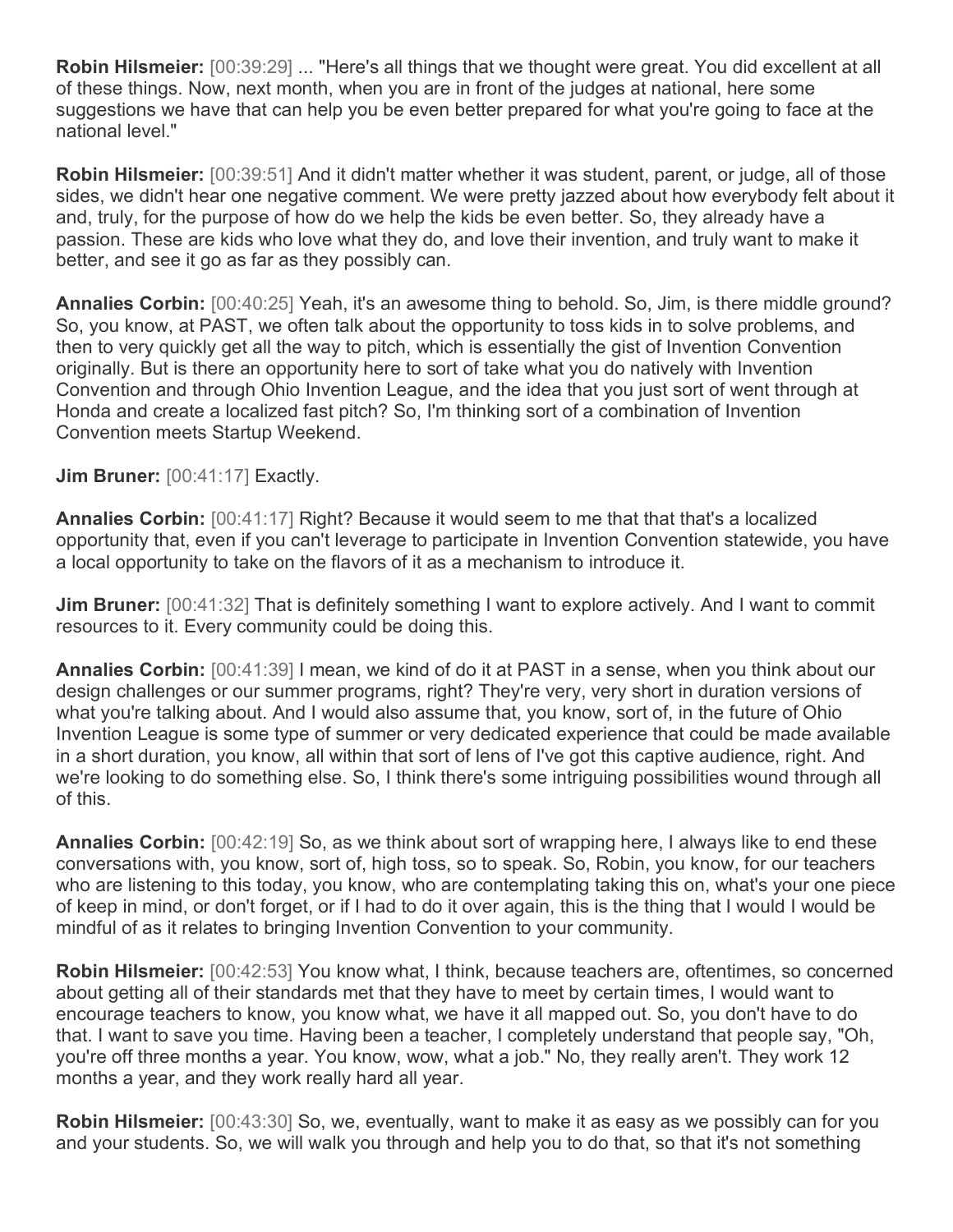**Robin Hilsmeier:** [00:39:29] ... "Here's all things that we thought were great. You did excellent at all of these things. Now, next month, when you are in front of the judges at national, here some suggestions we have that can help you be even better prepared for what you're going to face at the national level."

**Robin Hilsmeier:** [00:39:51] And it didn't matter whether it was student, parent, or judge, all of those sides, we didn't hear one negative comment. We were pretty jazzed about how everybody felt about it and, truly, for the purpose of how do we help the kids be even better. So, they already have a passion. These are kids who love what they do, and love their invention, and truly want to make it better, and see it go as far as they possibly can.

**Annalies Corbin:** [00:40:25] Yeah, it's an awesome thing to behold. So, Jim, is there middle ground? So, you know, at PAST, we often talk about the opportunity to toss kids in to solve problems, and then to very quickly get all the way to pitch, which is essentially the gist of Invention Convention originally. But is there an opportunity here to sort of take what you do natively with Invention Convention and through Ohio Invention League, and the idea that you just sort of went through at Honda and create a localized fast pitch? So, I'm thinking sort of a combination of Invention Convention meets Startup Weekend.

**Jim Bruner:** [00:41:17] Exactly.

**Annalies Corbin:** [00:41:17] Right? Because it would seem to me that that that's a localized opportunity that, even if you can't leverage to participate in Invention Convention statewide, you have a local opportunity to take on the flavors of it as a mechanism to introduce it.

**Jim Bruner:** [00:41:32] That is definitely something I want to explore actively. And I want to commit resources to it. Every community could be doing this.

**Annalies Corbin:** [00:41:39] I mean, we kind of do it at PAST in a sense, when you think about our design challenges or our summer programs, right? They're very, very short in duration versions of what you're talking about. And I would also assume that, you know, sort of, in the future of Ohio Invention League is some type of summer or very dedicated experience that could be made available in a short duration, you know, all within that sort of lens of I've got this captive audience, right. And we're looking to do something else. So, I think there's some intriguing possibilities wound through all of this.

**Annalies Corbin:** [00:42:19] So, as we think about sort of wrapping here, I always like to end these conversations with, you know, sort of, high toss, so to speak. So, Robin, you know, for our teachers who are listening to this today, you know, who are contemplating taking this on, what's your one piece of keep in mind, or don't forget, or if I had to do it over again, this is the thing that I would I would be mindful of as it relates to bringing Invention Convention to your community.

**Robin Hilsmeier:** [00:42:53] You know what, I think, because teachers are, oftentimes, so concerned about getting all of their standards met that they have to meet by certain times, I would want to encourage teachers to know, you know what, we have it all mapped out. So, you don't have to do that. I want to save you time. Having been a teacher, I completely understand that people say, "Oh, you're off three months a year. You know, wow, what a job." No, they really aren't. They work 12 months a year, and they work really hard all year.

**Robin Hilsmeier:** [00:43:30] So, we, eventually, want to make it as easy as we possibly can for you and your students. So, we will walk you through and help you to do that, so that it's not something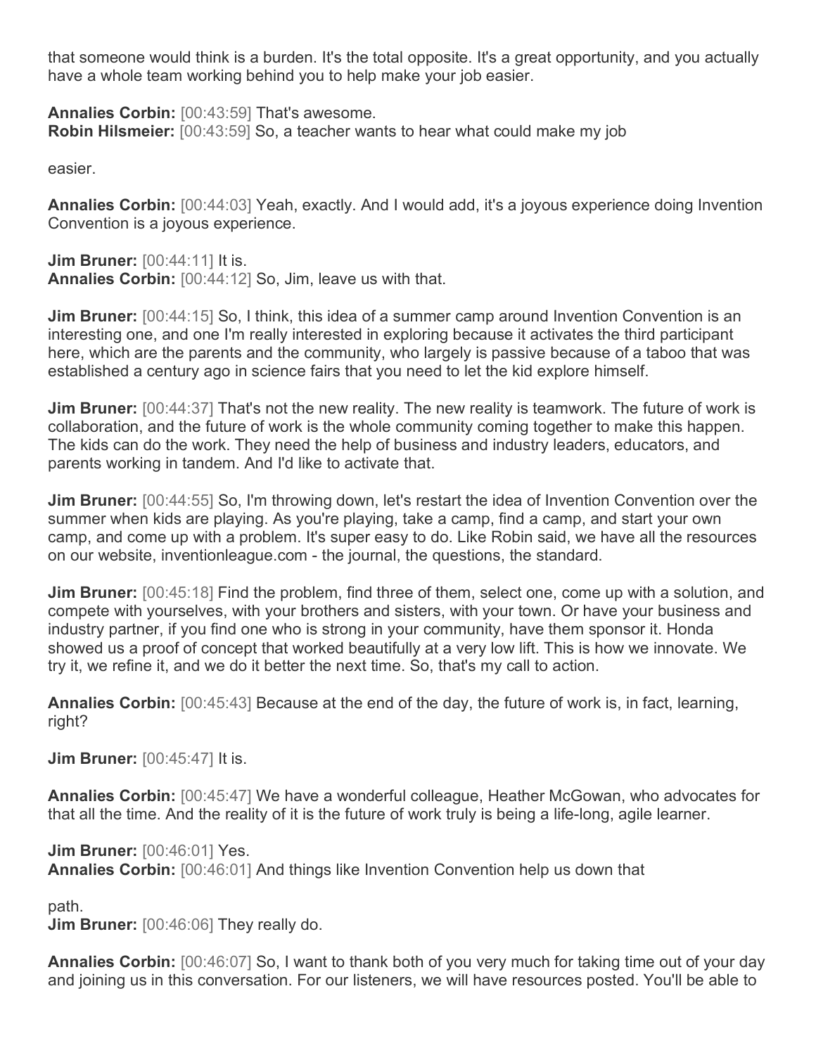that someone would think is a burden. It's the total opposite. It's a great opportunity, and you actually have a whole team working behind you to help make your job easier.

**Annalies Corbin:** [00:43:59] That's awesome.
**Robin Hilsmeier:** [00:43:59] So, a teacher wants to hear what could make my job

easier.

**Annalies Corbin:** [00:44:03] Yeah, exactly. And I would add, it's a joyous experience doing Invention Convention is a joyous experience.

**Jim Bruner:** [00:44:11] It is.
**Annalies Corbin:** [00:44:12] So, Jim, leave us with that.

**Jim Bruner:** [00:44:15] So, I think, this idea of a summer camp around Invention Convention is an interesting one, and one I'm really interested in exploring because it activates the third participant here, which are the parents and the community, who largely is passive because of a taboo that was established a century ago in science fairs that you need to let the kid explore himself.

**Jim Bruner:** [00:44:37] That's not the new reality. The new reality is teamwork. The future of work is collaboration, and the future of work is the whole community coming together to make this happen. The kids can do the work. They need the help of business and industry leaders, educators, and parents working in tandem. And I'd like to activate that.

**Jim Bruner:** [00:44:55] So, I'm throwing down, let's restart the idea of Invention Convention over the summer when kids are playing. As you're playing, take a camp, find a camp, and start your own camp, and come up with a problem. It's super easy to do. Like Robin said, we have all the resources on our website, inventionleague.com - the journal, the questions, the standard.

**Jim Bruner:** [00:45:18] Find the problem, find three of them, select one, come up with a solution, and compete with yourselves, with your brothers and sisters, with your town. Or have your business and industry partner, if you find one who is strong in your community, have them sponsor it. Honda showed us a proof of concept that worked beautifully at a very low lift. This is how we innovate. We try it, we refine it, and we do it better the next time. So, that's my call to action.

**Annalies Corbin:** [00:45:43] Because at the end of the day, the future of work is, in fact, learning, right?

**Jim Bruner:** [00:45:47] It is.

**Annalies Corbin:** [00:45:47] We have a wonderful colleague, Heather McGowan, who advocates for that all the time. And the reality of it is the future of work truly is being a life-long, agile learner.

**Jim Bruner:** [00:46:01] Yes.
**Annalies Corbin:** [00:46:01] And things like Invention Convention help us down that

path.
**Jim Bruner:** [00:46:06] They really do.

**Annalies Corbin:** [00:46:07] So, I want to thank both of you very much for taking time out of your day and joining us in this conversation. For our listeners, we will have resources posted. You'll be able to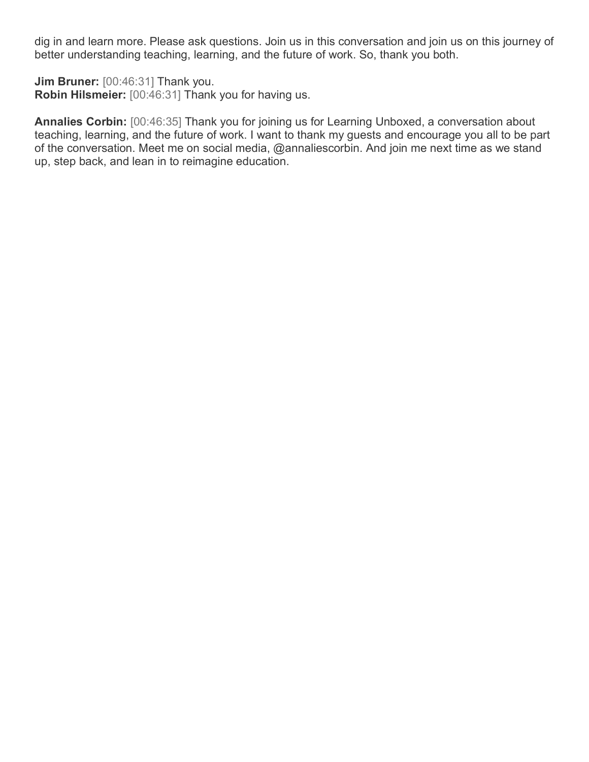dig in and learn more. Please ask questions. Join us in this conversation and join us on this journey of better understanding teaching, learning, and the future of work. So, thank you both.

**Jim Bruner:** [00:46:31] Thank you.
**Robin Hilsmeier:** [00:46:31] Thank you for having us.

**Annalies Corbin:** [00:46:35] Thank you for joining us for Learning Unboxed, a conversation about teaching, learning, and the future of work. I want to thank my guests and encourage you all to be part of the conversation. Meet me on social media, @annaliescorbin. And join me next time as we stand up, step back, and lean in to reimagine education.